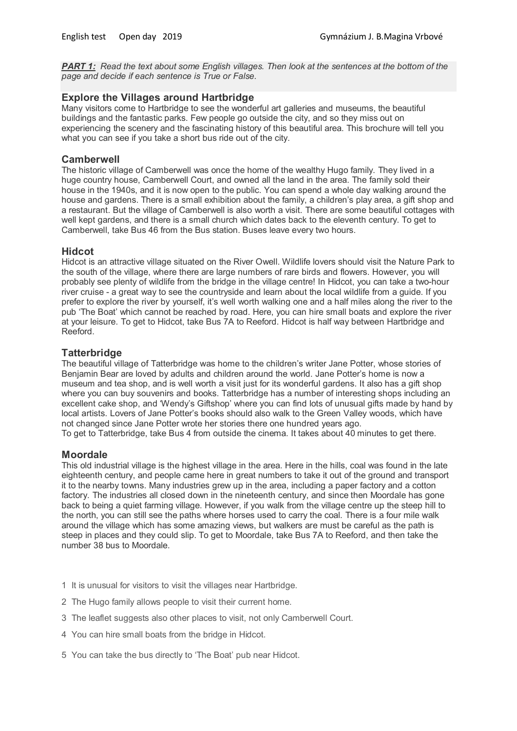***PART 1:*** *Read the text about some English villages. Then look at the sentences at the bottom of the page and decide if each sentence is True or False.*

## Explore the Villages around Hartbridge

Many visitors come to Hartbridge to see the wonderful art galleries and museums, the beautiful buildings and the fantastic parks. Few people go outside the city, and so they miss out on experiencing the scenery and the fascinating history of this beautiful area. This brochure will tell you what you can see if you take a short bus ride out of the city.

### Camberwell

The historic village of Camberwell was once the home of the wealthy Hugo family. They lived in a huge country house, Camberwell Court, and owned all the land in the area. The family sold their house in the 1940s, and it is now open to the public. You can spend a whole day walking around the house and gardens. There is a small exhibition about the family, a children's play area, a gift shop and a restaurant. But the village of Camberwell is also worth a visit. There are some beautiful cottages with well kept gardens, and there is a small church which dates back to the eleventh century. To get to Camberwell, take Bus 46 from the Bus station. Buses leave every two hours.

### Hidcot

Hidcot is an attractive village situated on the River Owell. Wildlife lovers should visit the Nature Park to the south of the village, where there are large numbers of rare birds and flowers. However, you will probably see plenty of wildlife from the bridge in the village centre! In Hidcot, you can take a two-hour river cruise - a great way to see the countryside and learn about the local wildlife from a guide. If you prefer to explore the river by yourself, it's well worth walking one and a half miles along the river to the pub 'The Boat' which cannot be reached by road. Here, you can hire small boats and explore the river at your leisure. To get to Hidcot, take Bus 7A to Reeford. Hidcot is half way between Hartbridge and Reeford.

### Tatterbridge

The beautiful village of Tatterbridge was home to the children's writer Jane Potter, whose stories of Benjamin Bear are loved by adults and children around the world. Jane Potter's home is now a museum and tea shop, and is well worth a visit just for its wonderful gardens. It also has a gift shop where you can buy souvenirs and books. Tatterbridge has a number of interesting shops including an excellent cake shop, and 'Wendy's Giftshop' where you can find lots of unusual gifts made by hand by local artists. Lovers of Jane Potter's books should also walk to the Green Valley woods, which have not changed since Jane Potter wrote her stories there one hundred years ago.
To get to Tatterbridge, take Bus 4 from outside the cinema. It takes about 40 minutes to get there.

### Moordale

This old industrial village is the highest village in the area. Here in the hills, coal was found in the late eighteenth century, and people came here in great numbers to take it out of the ground and transport it to the nearby towns. Many industries grew up in the area, including a paper factory and a cotton factory. The industries all closed down in the nineteenth century, and since then Moordale has gone back to being a quiet farming village. However, if you walk from the village centre up the steep hill to the north, you can still see the paths where horses used to carry the coal. There is a four mile walk around the village which has some amazing views, but walkers are must be careful as the path is steep in places and they could slip. To get to Moordale, take Bus 7A to Reeford, and then take the number 38 bus to Moordale.

1 It is unusual for visitors to visit the villages near Hartbridge.

2 The Hugo family allows people to visit their current home.

3 The leaflet suggests also other places to visit, not only Camberwell Court.

4 You can hire small boats from the bridge in Hidcot.

5 You can take the bus directly to 'The Boat' pub near Hidcot.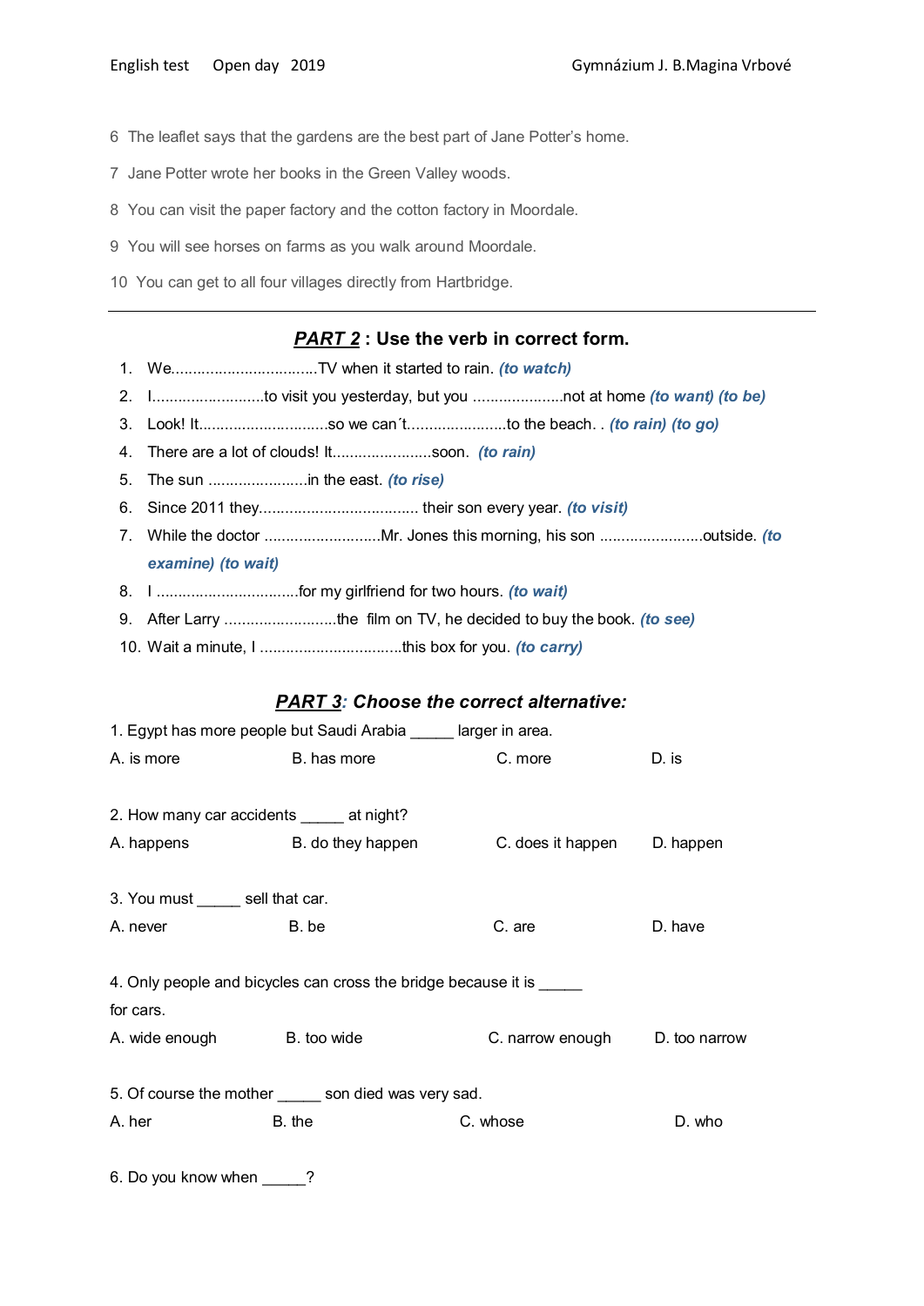6 The leaflet says that the gardens are the best part of Jane Potter's home.

7 Jane Potter wrote her books in the Green Valley woods.

8 You can visit the paper factory and the cotton factory in Moordale.

9 You will see horses on farms as you walk around Moordale.

10 You can get to all four villages directly from Hartbridge.

---

## *PART 2* : Use the verb in correct form.

1. We.................................TV when it started to rain. ***(to watch)***
2. I..........................to visit you yesterday, but you .....................not at home ***(to want) (to be)***
3. Look! It..............................so we can´t.......................to the beach. . ***(to rain) (to go)***
4. There are a lot of clouds! It.......................soon. ***(to rain)***
5. The sun .......................in the east. ***(to rise)***
6. Since 2011 they.................................... their son every year. ***(to visit)***
7. While the doctor ...........................Mr. Jones this morning, his son ........................outside. ***(to examine) (to wait)***
8. I ................................for my girlfriend for two hours. ***(to wait)***
9. After Larry ..........................the film on TV, he decided to buy the book. ***(to see)***
10. Wait a minute, I ................................this box for you. ***(to carry)***

## *PART 3: Choose the correct alternative:*

1. Egypt has more people but Saudi Arabia _____ larger in area.

A. is more B. has more C. more D. is

2. How many car accidents _____ at night?

A. happens B. do they happen C. does it happen D. happen

3. You must _____ sell that car.

A. never B. be C. are D. have

4. Only people and bicycles can cross the bridge because it is _____ for cars.

A. wide enough B. too wide C. narrow enough D. too narrow

5. Of course the mother _____ son died was very sad.

A. her B. the C. whose D. who

6. Do you know when _____?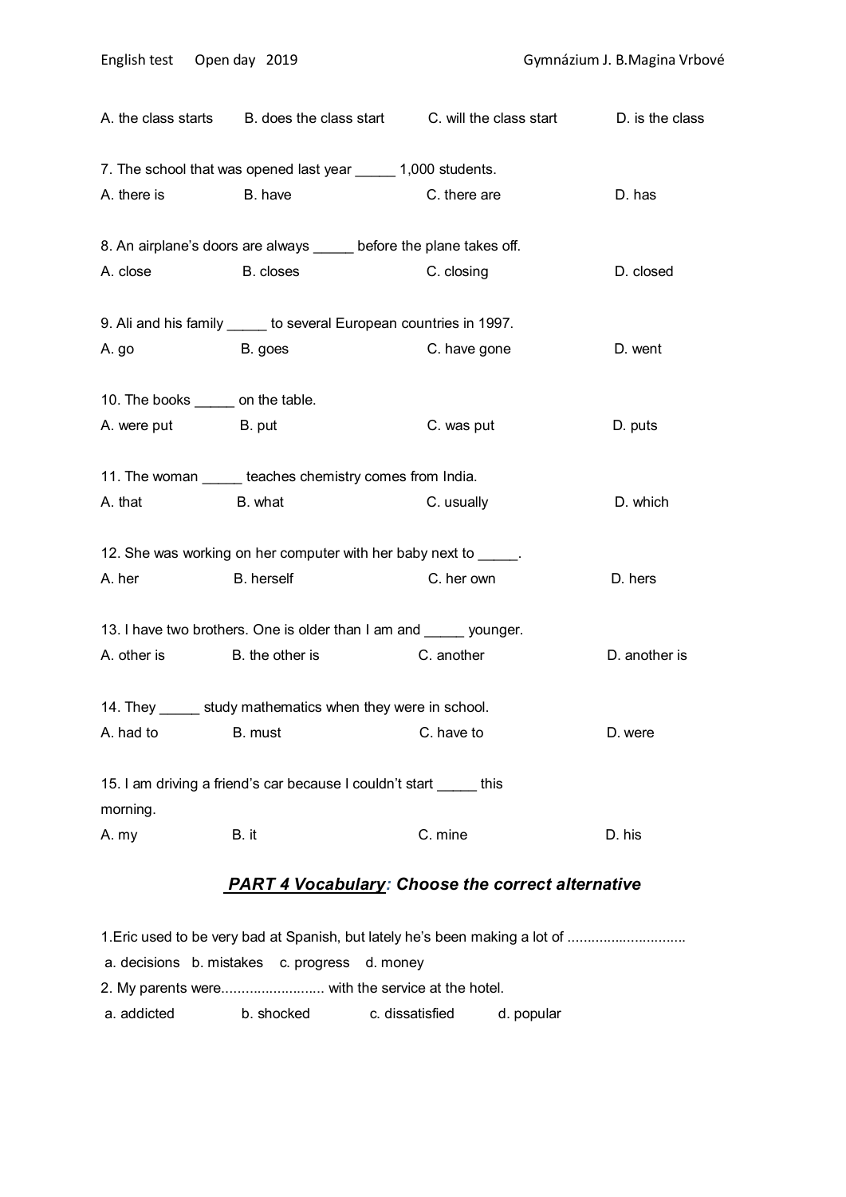A. the class starts B. does the class start C. will the class start D. is the class

7. The school that was opened last year _____ 1,000 students.

A. there is B. have C. there are D. has

8. An airplane's doors are always _____ before the plane takes off.

A. close B. closes C. closing D. closed

9. Ali and his family _____ to several European countries in 1997.

A. go B. goes C. have gone D. went

10. The books _____ on the table.

A. were put B. put C. was put D. puts

11. The woman _____ teaches chemistry comes from India.

A. that B. what C. usually D. which

12. She was working on her computer with her baby next to _____.

A. her B. herself C. her own D. hers

13. I have two brothers. One is older than I am and _____ younger.

A. other is B. the other is C. another D. another is

14. They _____ study mathematics when they were in school.

A. had to B. must C. have to D. were

15. I am driving a friend's car because I couldn't start _____ this morning.

A. my B. it C. mine D. his

## ***PART 4 Vocabulary: Choose the correct alternative***

1.Eric used to be very bad at Spanish, but lately he's been making a lot of ..............................

a. decisions b. mistakes c. progress d. money

2. My parents were.......................... with the service at the hotel.

a. addicted b. shocked c. dissatisfied d. popular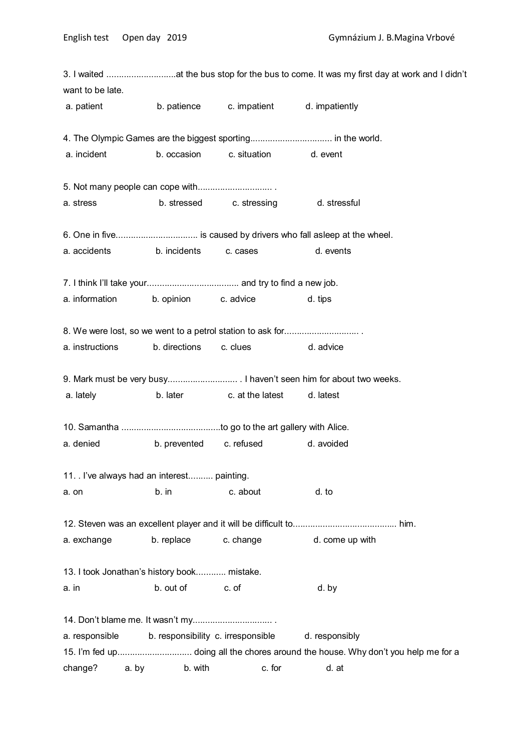3. I waited ............................at the bus stop for the bus to come. It was my first day at work and I didn't want to be late.

a. patient b. patience c. impatient d. impatiently

4. The Olympic Games are the biggest sporting................................ in the world.

a. incident b. occasion c. situation d. event

5. Not many people can cope with.............................. .

a. stress b. stressed c. stressing d. stressful

6. One in five................................. is caused by drivers who fall asleep at the wheel.

a. accidents b. incidents c. cases d. events

7. I think I'll take your.................................... and try to find a new job.

a. information b. opinion c. advice d. tips

8. We were lost, so we went to a petrol station to ask for.............................. .

a. instructions b. directions c. clues d. advice

9. Mark must be very busy............................ . I haven't seen him for about two weeks.

a. lately b. later c. at the latest d. latest

10. Samantha .......................................to go to the art gallery with Alice.

a. denied b. prevented c. refused d. avoided

11. . I've always had an interest.......... painting.

a. on b. in c. about d. to

12. Steven was an excellent player and it will be difficult to......................................... him.

a. exchange b. replace c. change d. come up with

13. I took Jonathan's history book............ mistake.

a. in b. out of c. of d. by

14. Don't blame me. It wasn't my................................ .

a. responsible b. responsibility c. irresponsible d. responsibly

15. I'm fed up.............................. doing all the chores around the house. Why don't you help me for a change? a. by b. with c. for d. at